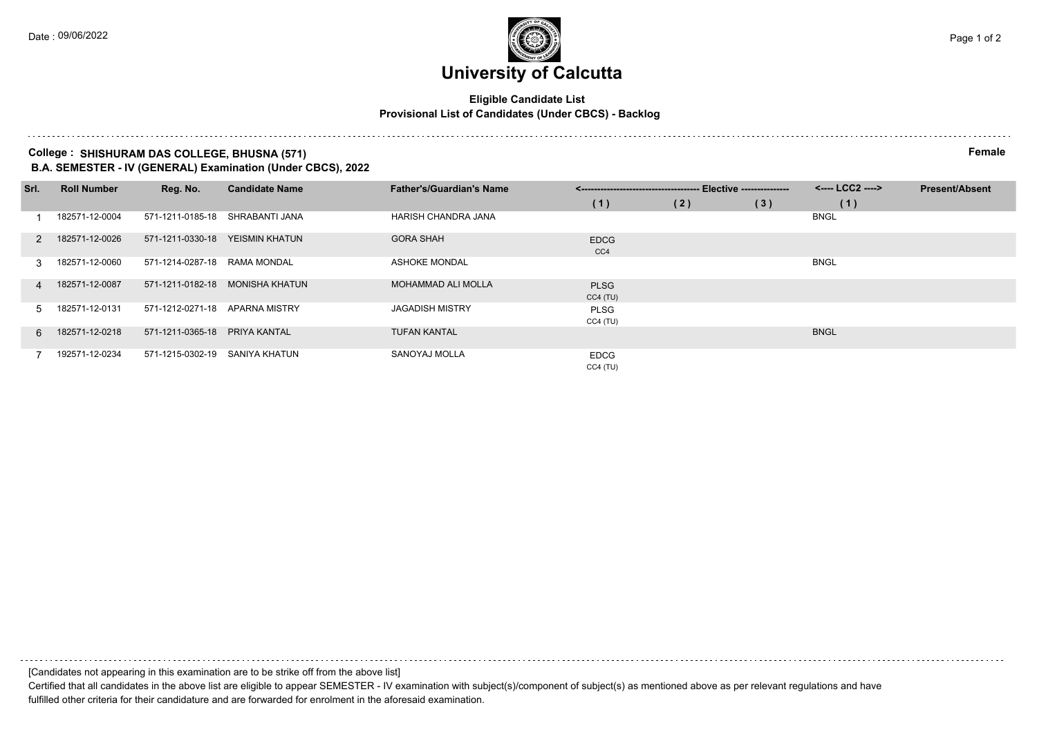Date : 09/06/2022

# University of Calcutta

**Eligible Candidate List**

**Provisional List of Candidates (Under CBCS) - Backlog**

**College : SHISHURAM DAS COLLEGE, BHUSNA (571)** **Female**

**B.A. SEMESTER - IV (GENERAL) Examination (Under CBCS), 2022**

| Srl. | Roll Number | Reg. No. | Candidate Name | Father's/Guardian's Name | <-------- Elective -------- | | | <---- LCC2 ----> | Present/Absent |
|---|---|---|---|---|---|---|---|---|---|
| | | | | | (1) | (2) | (3) | (1) | |
| 1 | 182571-12-0004 | 571-1211-0185-18 | SHRABANTI JANA | HARISH CHANDRA JANA | | | | BNGL | |
| 2 | 182571-12-0026 | 571-1211-0330-18 | YEISMIN KHATUN | GORA SHAH | EDCG CC4 | | | | |
| 3 | 182571-12-0060 | 571-1214-0287-18 | RAMA MONDAL | ASHOKE MONDAL | | | | BNGL | |
| 4 | 182571-12-0087 | 571-1211-0182-18 | MONISHA KHATUN | MOHAMMAD ALI MOLLA | PLSG CC4 (TU) | | | | |
| 5 | 182571-12-0131 | 571-1212-0271-18 | APARNA MISTRY | JAGADISH MISTRY | PLSG CC4 (TU) | | | | |
| 6 | 182571-12-0218 | 571-1211-0365-18 | PRIYA KANTAL | TUFAN KANTAL | | | | BNGL | |
| 7 | 192571-12-0234 | 571-1215-0302-19 | SANIYA KHATUN | SANOYAJ MOLLA | EDCG CC4 (TU) | | | | |

[Candidates not appearing in this examination are to be strike off from the above list]

Certified that all candidates in the above list are eligible to appear SEMESTER - IV examination with subject(s)/component of subject(s) as mentioned above as per relevant regulations and have fulfilled other criteria for their candidature and are forwarded for enrolment in the aforesaid examination.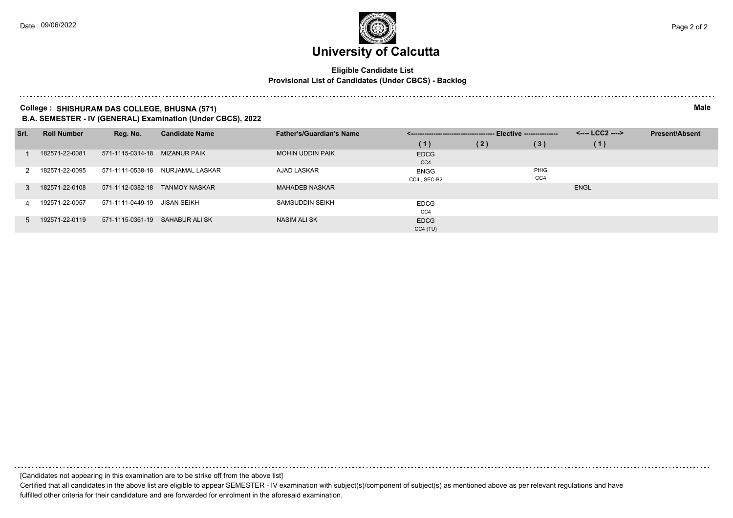# University of Calcutta

**Eligible Candidate List**
**Provisional List of Candidates (Under CBCS) - Backlog**

**College : SHISHURAM DAS COLLEGE, BHUSNA (571)** **Male**

**B.A. SEMESTER - IV (GENERAL) Examination (Under CBCS), 2022**

| Srl. | Roll Number | Reg. No. | Candidate Name | Father's/Guardian's Name | <---- Elective ----> | | | <---- LCC2 ----> | Present/Absent |
|---|---|---|---|---|---|---|---|---|---|
| | | | | | (1) | (2) | (3) | (1) | |
| 1 | 182571-22-0081 | 571-1115-0314-18 | MIZANUR PAIK | MOHIN UDDIN PAIK | EDCG CC4 | | | | |
| 2 | 182571-22-0095 | 571-1111-0538-18 | NURJAMAL LASKAR | AJAD LASKAR | BNGG CC4 , SEC-B2 | | PHIG CC4 | | |
| 3 | 182571-22-0108 | 571-1112-0382-18 | TANMOY NASKAR | MAHADEB NASKAR | | | | ENGL | |
| 4 | 192571-22-0057 | 571-1111-0449-19 | JISAN SEIKH | SAMSUDDIN SEIKH | EDCG CC4 | | | | |
| 5 | 192571-22-0119 | 571-1115-0361-19 | SAHABUR ALI SK | NASIM ALI SK | EDCG CC4 (TU) | | | | |

[Candidates not appearing in this examination are to be strike off from the above list]

Certified that all candidates in the above list are eligible to appear SEMESTER - IV examination with subject(s)/component of subject(s) as mentioned above as per relevant regulations and have fulfilled other criteria for their candidature and are forwarded for enrolment in the aforesaid examination.